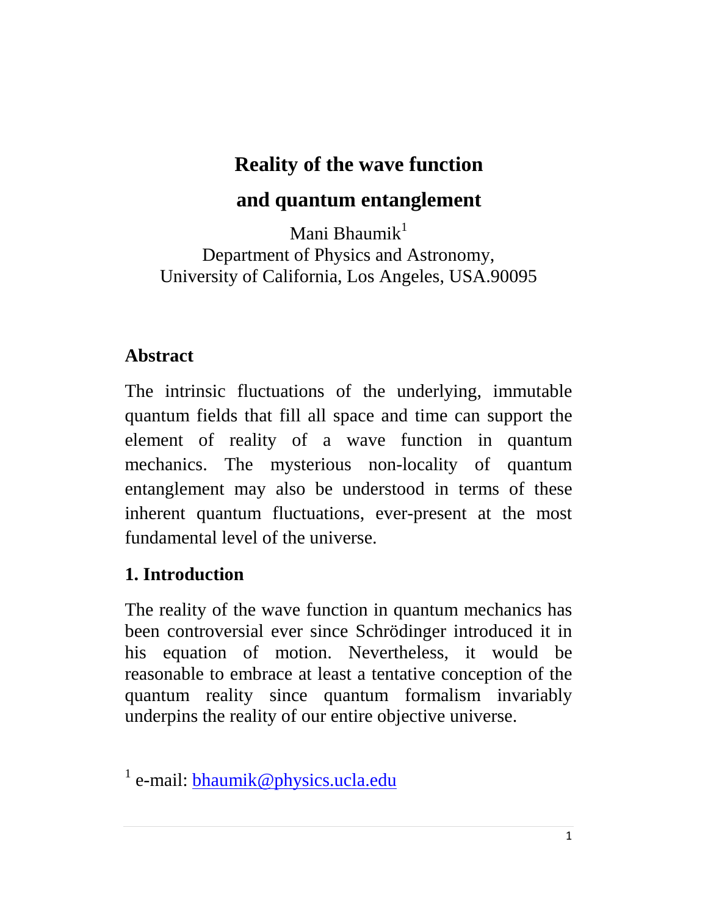# Reality of the wave function

# and quantum entanglement

Mani Bhaumik[1]
Department of Physics and Astronomy,
University of California, Los Angeles, USA.90095

## Abstract

The intrinsic fluctuations of the underlying, immutable quantum fields that fill all space and time can support the element of reality of a wave function in quantum mechanics. The mysterious non-locality of quantum entanglement may also be understood in terms of these inherent quantum fluctuations, ever-present at the most fundamental level of the universe.

## 1. Introduction

The reality of the wave function in quantum mechanics has been controversial ever since Schrödinger introduced it in his equation of motion. Nevertheless, it would be reasonable to embrace at least a tentative conception of the quantum reality since quantum formalism invariably underpins the reality of our entire objective universe.

[1] e-mail: bhaumik@physics.ucla.edu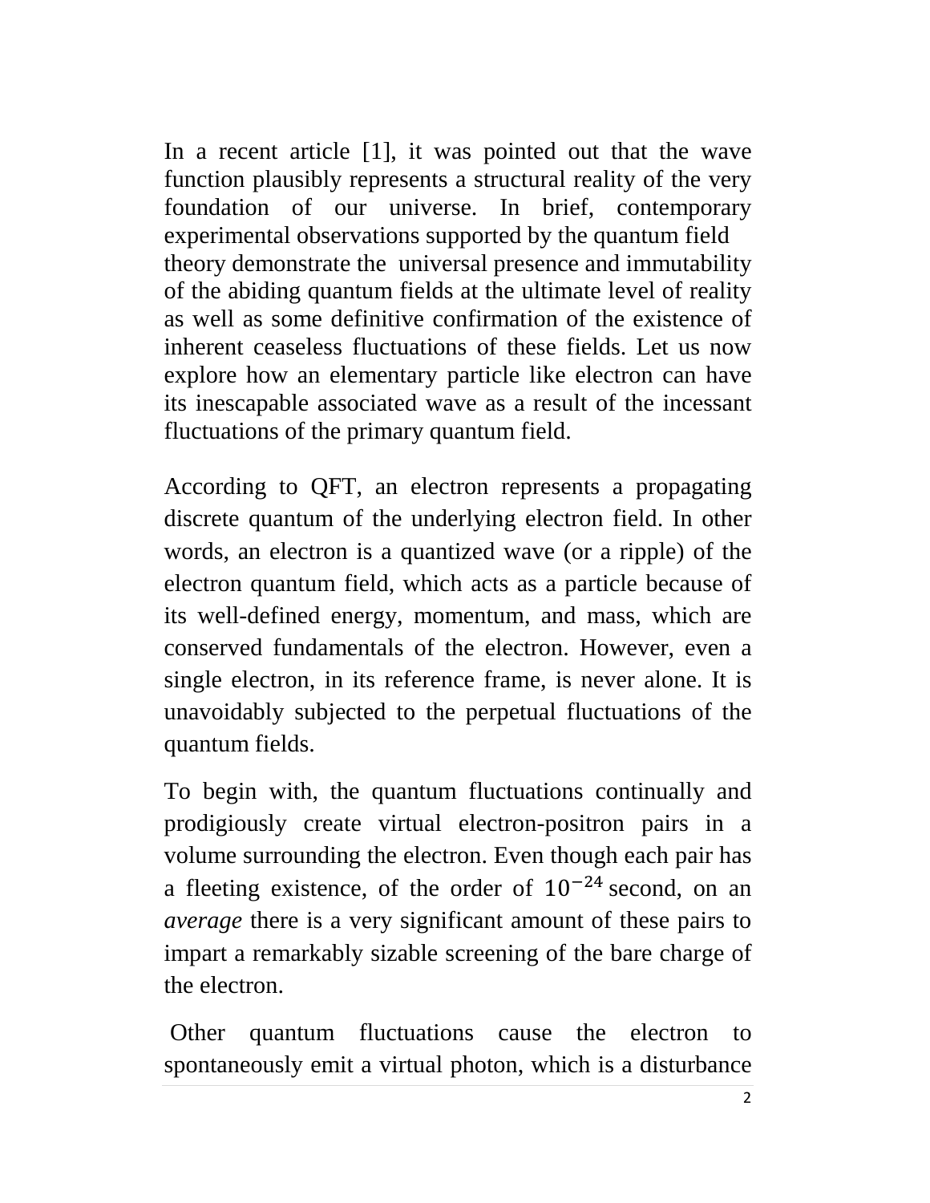In a recent article [1], it was pointed out that the wave function plausibly represents a structural reality of the very foundation of our universe. In brief, contemporary experimental observations supported by the quantum field theory demonstrate the universal presence and immutability of the abiding quantum fields at the ultimate level of reality as well as some definitive confirmation of the existence of inherent ceaseless fluctuations of these fields. Let us now explore how an elementary particle like electron can have its inescapable associated wave as a result of the incessant fluctuations of the primary quantum field.

According to QFT, an electron represents a propagating discrete quantum of the underlying electron field. In other words, an electron is a quantized wave (or a ripple) of the electron quantum field, which acts as a particle because of its well-defined energy, momentum, and mass, which are conserved fundamentals of the electron. However, even a single electron, in its reference frame, is never alone. It is unavoidably subjected to the perpetual fluctuations of the quantum fields.

To begin with, the quantum fluctuations continually and prodigiously create virtual electron-positron pairs in a volume surrounding the electron. Even though each pair has a fleeting existence, of the order of $10^{-24}$ second, on an *average* there is a very significant amount of these pairs to impart a remarkably sizable screening of the bare charge of the electron.

Other quantum fluctuations cause the electron to spontaneously emit a virtual photon, which is a disturbance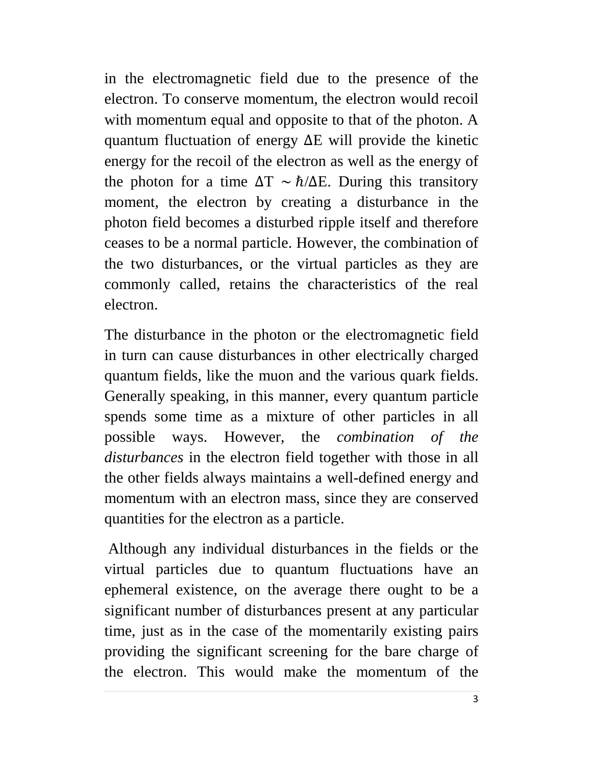in the electromagnetic field due to the presence of the electron. To conserve momentum, the electron would recoil with momentum equal and opposite to that of the photon. A quantum fluctuation of energy $\Delta E$ will provide the kinetic energy for the recoil of the electron as well as the energy of the photon for a time $\Delta T \sim \hbar/\Delta E$. During this transitory moment, the electron by creating a disturbance in the photon field becomes a disturbed ripple itself and therefore ceases to be a normal particle. However, the combination of the two disturbances, or the virtual particles as they are commonly called, retains the characteristics of the real electron.

The disturbance in the photon or the electromagnetic field in turn can cause disturbances in other electrically charged quantum fields, like the muon and the various quark fields. Generally speaking, in this manner, every quantum particle spends some time as a mixture of other particles in all possible ways. However, the *combination of the disturbances* in the electron field together with those in all the other fields always maintains a well-defined energy and momentum with an electron mass, since they are conserved quantities for the electron as a particle.

Although any individual disturbances in the fields or the virtual particles due to quantum fluctuations have an ephemeral existence, on the average there ought to be a significant number of disturbances present at any particular time, just as in the case of the momentarily existing pairs providing the significant screening for the bare charge of the electron. This would make the momentum of the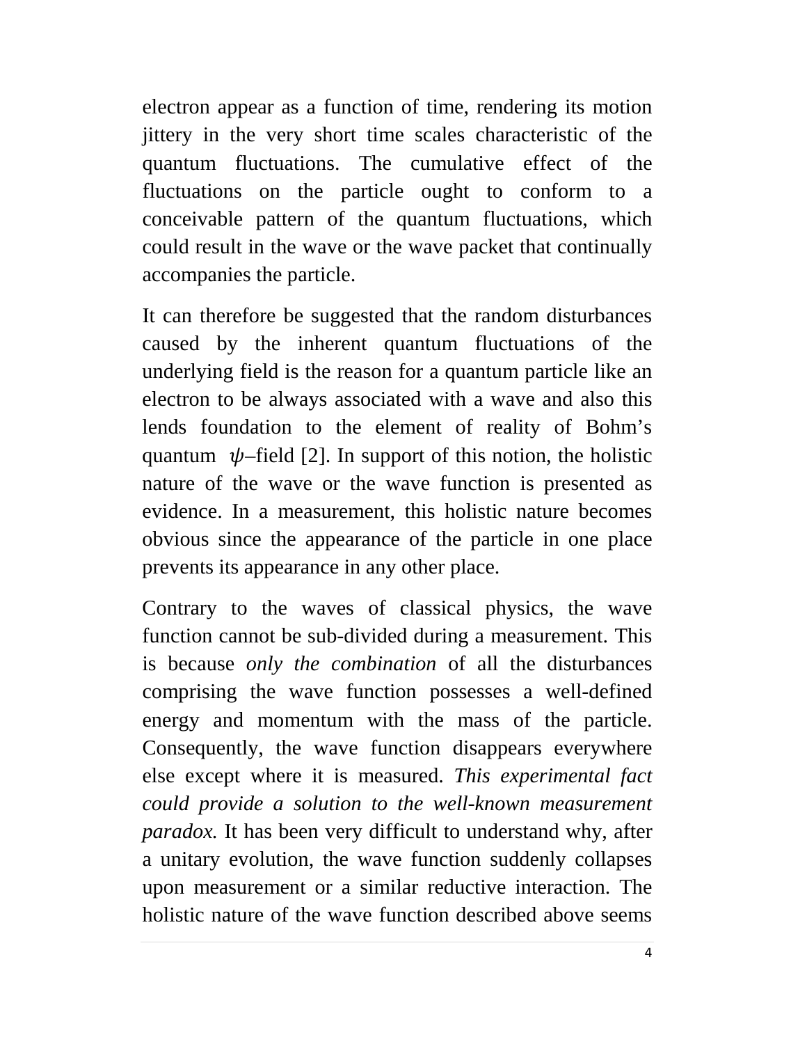electron appear as a function of time, rendering its motion jittery in the very short time scales characteristic of the quantum fluctuations. The cumulative effect of the fluctuations on the particle ought to conform to a conceivable pattern of the quantum fluctuations, which could result in the wave or the wave packet that continually accompanies the particle.

It can therefore be suggested that the random disturbances caused by the inherent quantum fluctuations of the underlying field is the reason for a quantum particle like an electron to be always associated with a wave and also this lends foundation to the element of reality of Bohm's quantum $\psi$–field [2]. In support of this notion, the holistic nature of the wave or the wave function is presented as evidence. In a measurement, this holistic nature becomes obvious since the appearance of the particle in one place prevents its appearance in any other place.

Contrary to the waves of classical physics, the wave function cannot be sub-divided during a measurement. This is because *only the combination* of all the disturbances comprising the wave function possesses a well-defined energy and momentum with the mass of the particle. Consequently, the wave function disappears everywhere else except where it is measured. *This experimental fact could provide a solution to the well-known measurement paradox.* It has been very difficult to understand why, after a unitary evolution, the wave function suddenly collapses upon measurement or a similar reductive interaction. The holistic nature of the wave function described above seems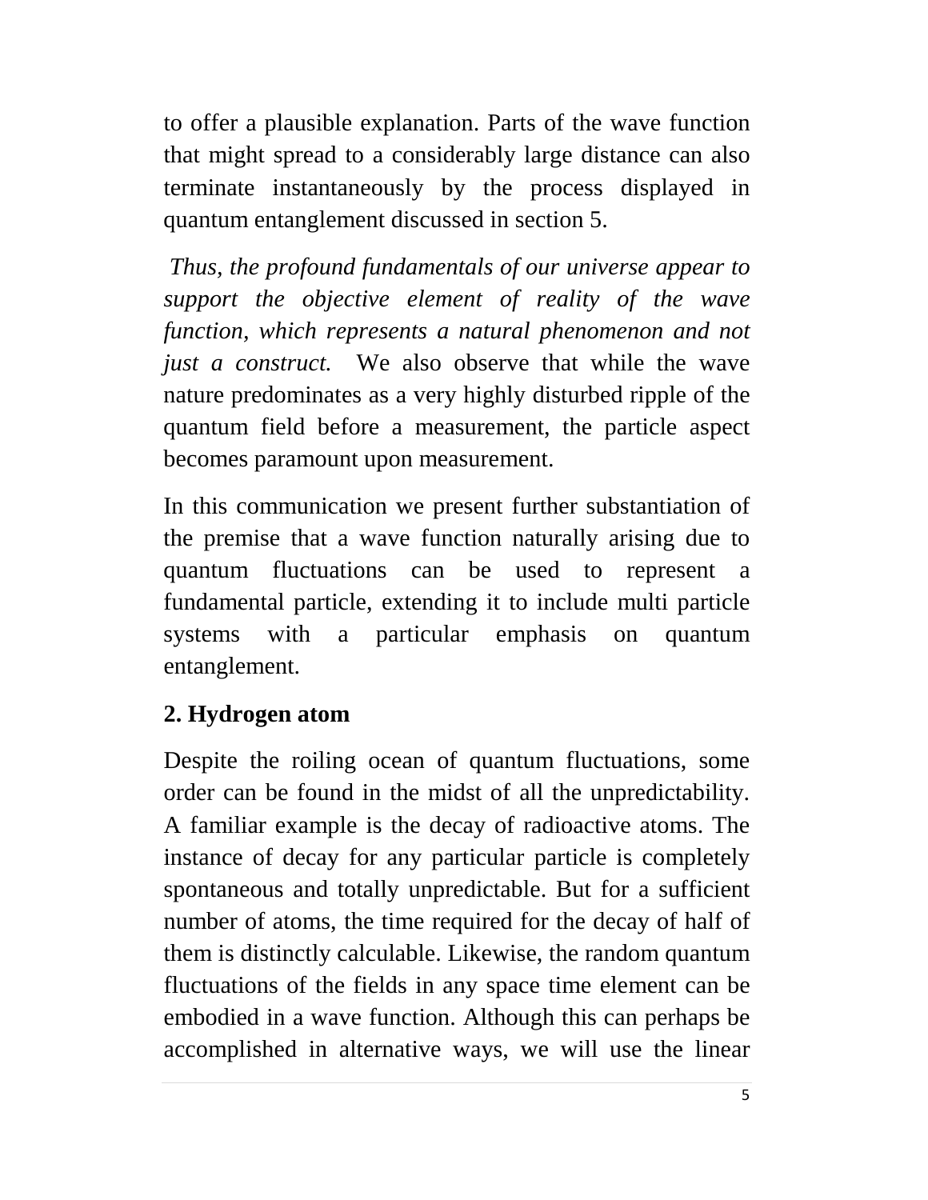to offer a plausible explanation. Parts of the wave function that might spread to a considerably large distance can also terminate instantaneously by the process displayed in quantum entanglement discussed in section 5.

*Thus, the profound fundamentals of our universe appear to support the objective element of reality of the wave function, which represents a natural phenomenon and not just a construct.* We also observe that while the wave nature predominates as a very highly disturbed ripple of the quantum field before a measurement, the particle aspect becomes paramount upon measurement.

In this communication we present further substantiation of the premise that a wave function naturally arising due to quantum fluctuations can be used to represent a fundamental particle, extending it to include multi particle systems with a particular emphasis on quantum entanglement.

## 2. Hydrogen atom

Despite the roiling ocean of quantum fluctuations, some order can be found in the midst of all the unpredictability. A familiar example is the decay of radioactive atoms. The instance of decay for any particular particle is completely spontaneous and totally unpredictable. But for a sufficient number of atoms, the time required for the decay of half of them is distinctly calculable. Likewise, the random quantum fluctuations of the fields in any space time element can be embodied in a wave function. Although this can perhaps be accomplished in alternative ways, we will use the linear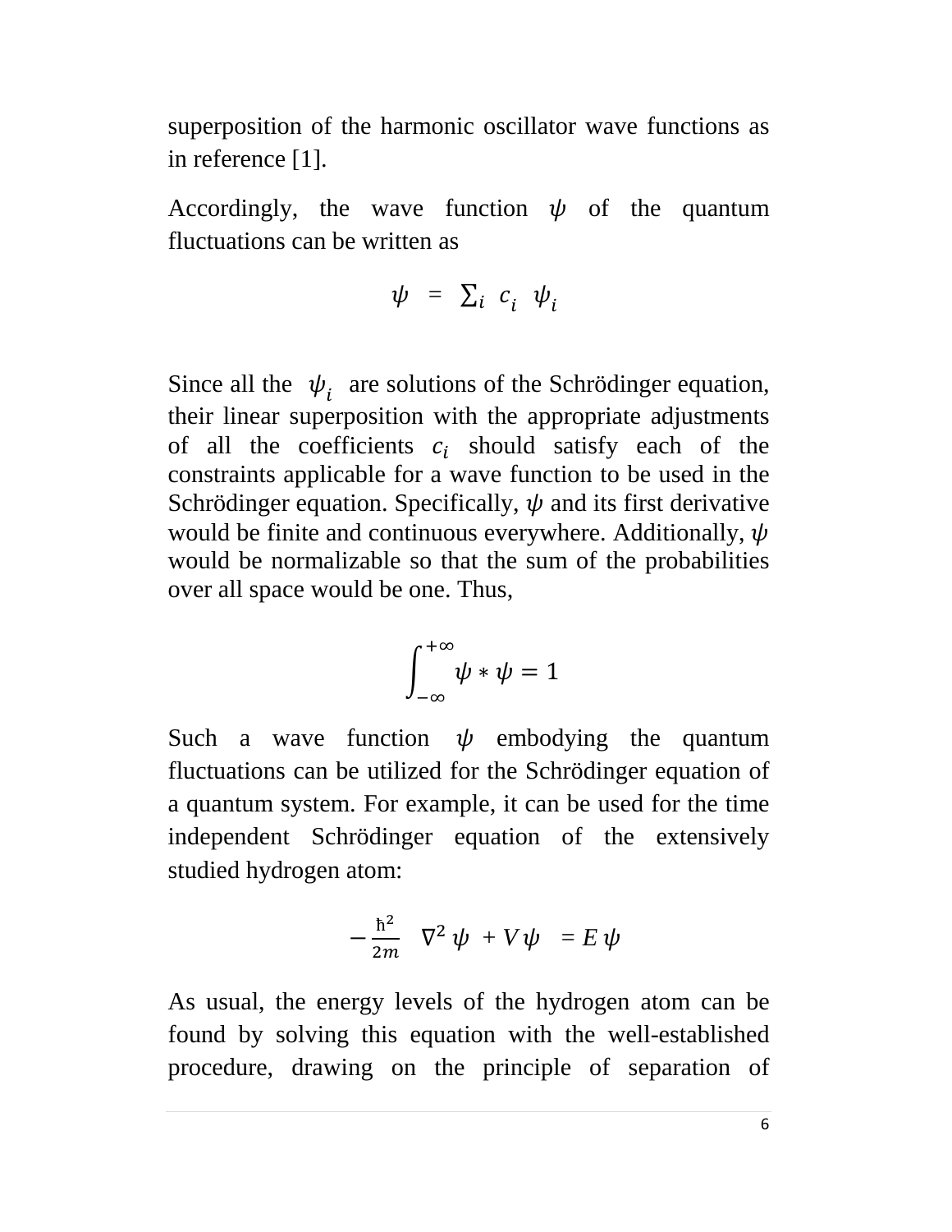superposition of the harmonic oscillator wave functions as in reference [1].

Accordingly, the wave function $\psi$ of the quantum fluctuations can be written as

$$\psi \ = \ \sum_i \ c_i \ \ \psi_i$$

Since all the $\psi_i$ are solutions of the Schrödinger equation, their linear superposition with the appropriate adjustments of all the coefficients $c_i$ should satisfy each of the constraints applicable for a wave function to be used in the Schrödinger equation. Specifically, $\psi$ and its first derivative would be finite and continuous everywhere. Additionally, $\psi$ would be normalizable so that the sum of the probabilities over all space would be one. Thus,

$$\int_{-\infty}^{+\infty} \psi * \psi = 1$$

Such a wave function $\psi$ embodying the quantum fluctuations can be utilized for the Schrödinger equation of a quantum system. For example, it can be used for the time independent Schrödinger equation of the extensively studied hydrogen atom:

$$-\frac{\hbar^2}{2m} \ \ \nabla^2 \psi \ + V\psi \ \ = E\,\psi$$

As usual, the energy levels of the hydrogen atom can be found by solving this equation with the well-established procedure, drawing on the principle of separation of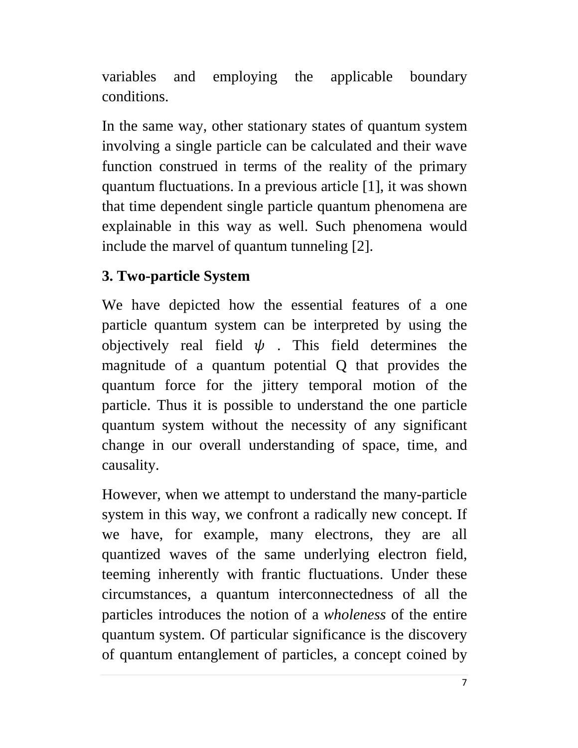variables and employing the applicable boundary conditions.

In the same way, other stationary states of quantum system involving a single particle can be calculated and their wave function construed in terms of the reality of the primary quantum fluctuations. In a previous article [1], it was shown that time dependent single particle quantum phenomena are explainable in this way as well. Such phenomena would include the marvel of quantum tunneling [2].

## 3. Two-particle System

We have depicted how the essential features of a one particle quantum system can be interpreted by using the objectively real field $\psi$ . This field determines the magnitude of a quantum potential Q that provides the quantum force for the jittery temporal motion of the particle. Thus it is possible to understand the one particle quantum system without the necessity of any significant change in our overall understanding of space, time, and causality.

However, when we attempt to understand the many-particle system in this way, we confront a radically new concept. If we have, for example, many electrons, they are all quantized waves of the same underlying electron field, teeming inherently with frantic fluctuations. Under these circumstances, a quantum interconnectedness of all the particles introduces the notion of a *wholeness* of the entire quantum system. Of particular significance is the discovery of quantum entanglement of particles, a concept coined by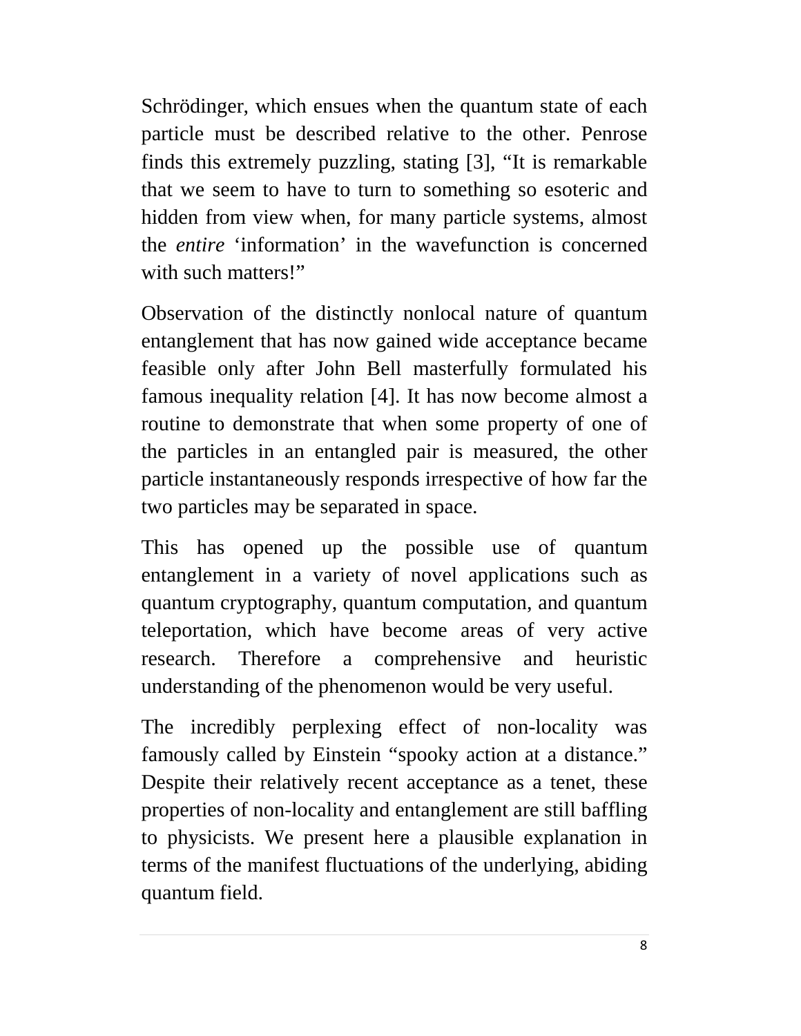Schrödinger, which ensues when the quantum state of each particle must be described relative to the other. Penrose finds this extremely puzzling, stating [3], “It is remarkable that we seem to have to turn to something so esoteric and hidden from view when, for many particle systems, almost the *entire* ‘information’ in the wavefunction is concerned with such matters!”

Observation of the distinctly nonlocal nature of quantum entanglement that has now gained wide acceptance became feasible only after John Bell masterfully formulated his famous inequality relation [4]. It has now become almost a routine to demonstrate that when some property of one of the particles in an entangled pair is measured, the other particle instantaneously responds irrespective of how far the two particles may be separated in space.

This has opened up the possible use of quantum entanglement in a variety of novel applications such as quantum cryptography, quantum computation, and quantum teleportation, which have become areas of very active research. Therefore a comprehensive and heuristic understanding of the phenomenon would be very useful.

The incredibly perplexing effect of non-locality was famously called by Einstein “spooky action at a distance.” Despite their relatively recent acceptance as a tenet, these properties of non-locality and entanglement are still baffling to physicists. We present here a plausible explanation in terms of the manifest fluctuations of the underlying, abiding quantum field.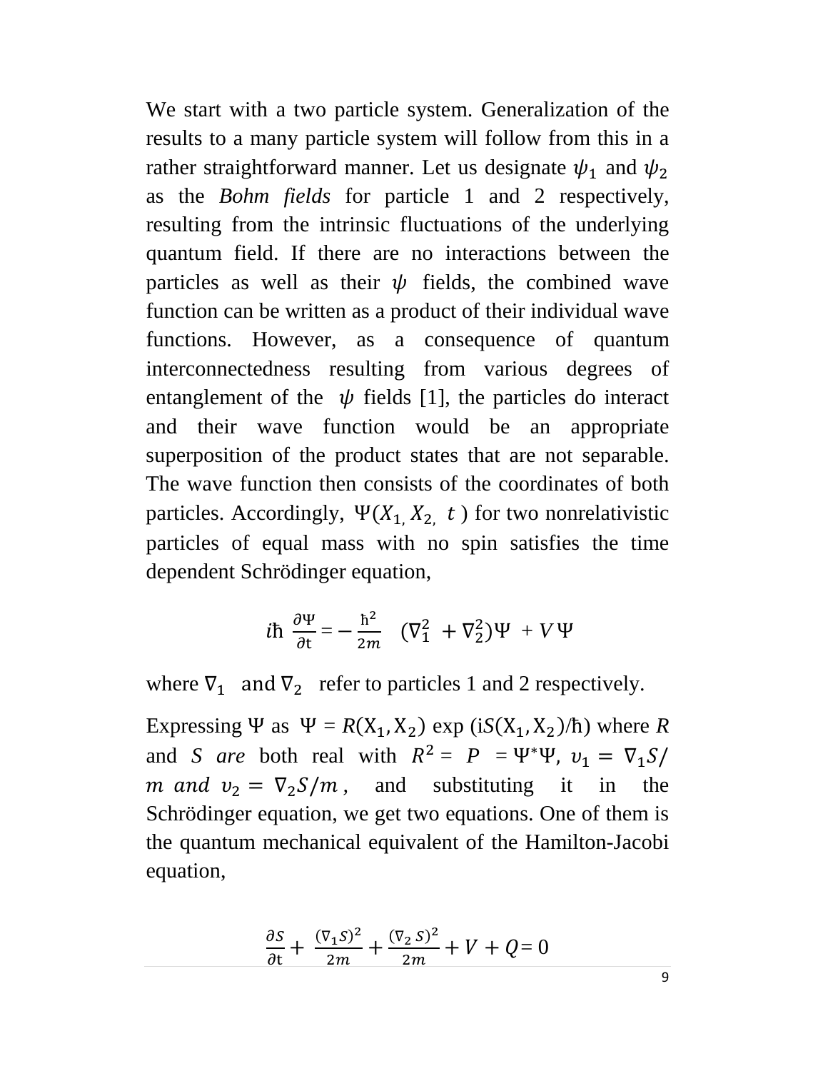We start with a two particle system. Generalization of the results to a many particle system will follow from this in a rather straightforward manner. Let us designate $\psi_1$ and $\psi_2$ as the *Bohm fields* for particle 1 and 2 respectively, resulting from the intrinsic fluctuations of the underlying quantum field. If there are no interactions between the particles as well as their $\psi$ fields, the combined wave function can be written as a product of their individual wave functions. However, as a consequence of quantum interconnectedness resulting from various degrees of entanglement of the $\psi$ fields [1], the particles do interact and their wave function would be an appropriate superposition of the product states that are not separable. The wave function then consists of the coordinates of both particles. Accordingly, $\Psi(X_1, X_2, t)$ for two nonrelativistic particles of equal mass with no spin satisfies the time dependent Schrödinger equation,

$$i\hbar \frac{\partial \Psi}{\partial t} = -\frac{\hbar^2}{2m} (\nabla_1^2 + \nabla_2^2)\Psi + V\Psi$$

where $\nabla_1$ and $\nabla_2$ refer to particles 1 and 2 respectively.

Expressing $\Psi$ as $\Psi = R(X_1, X_2) \exp(iS(X_1, X_2)/\hbar)$ where $R$ and $S$ *are* both real with $R^2 = P = \Psi^*\Psi$, $v_1 = \nabla_1 S/m$ *and* $v_2 = \nabla_2 S/m$, and substituting it in the Schrödinger equation, we get two equations. One of them is the quantum mechanical equivalent of the Hamilton-Jacobi equation,

$$\frac{\partial S}{\partial t} + \frac{(\nabla_1 S)^2}{2m} + \frac{(\nabla_2 S)^2}{2m} + V + Q = 0$$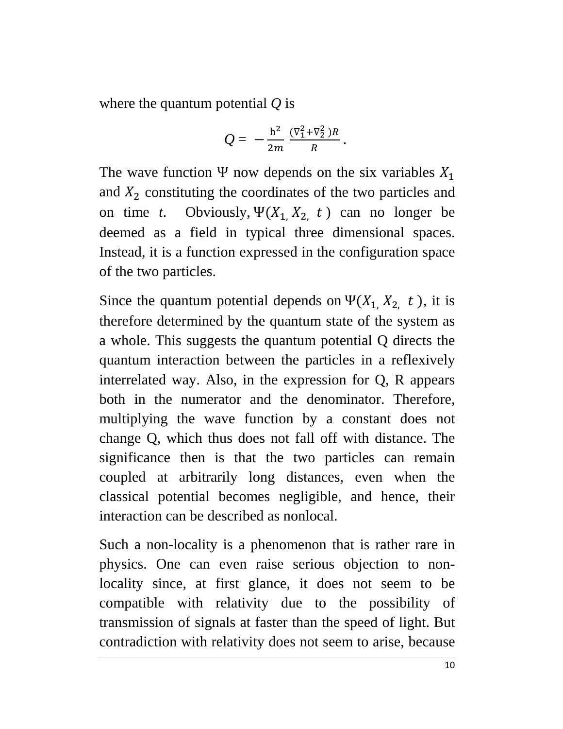where the quantum potential $Q$ is

$$Q = -\frac{\hbar^2}{2m} \frac{(\nabla_1^2 + \nabla_2^2)R}{R}.$$

The wave function $\Psi$ now depends on the six variables $X_1$ and $X_2$ constituting the coordinates of the two particles and on time *t*. Obviously, $\Psi(X_1, X_2, t)$ can no longer be deemed as a field in typical three dimensional spaces. Instead, it is a function expressed in the configuration space of the two particles.

Since the quantum potential depends on $\Psi(X_1, X_2, t)$, it is therefore determined by the quantum state of the system as a whole. This suggests the quantum potential Q directs the quantum interaction between the particles in a reflexively interrelated way. Also, in the expression for Q, R appears both in the numerator and the denominator. Therefore, multiplying the wave function by a constant does not change Q, which thus does not fall off with distance. The significance then is that the two particles can remain coupled at arbitrarily long distances, even when the classical potential becomes negligible, and hence, their interaction can be described as nonlocal.

Such a non-locality is a phenomenon that is rather rare in physics. One can even raise serious objection to non-locality since, at first glance, it does not seem to be compatible with relativity due to the possibility of transmission of signals at faster than the speed of light. But contradiction with relativity does not seem to arise, because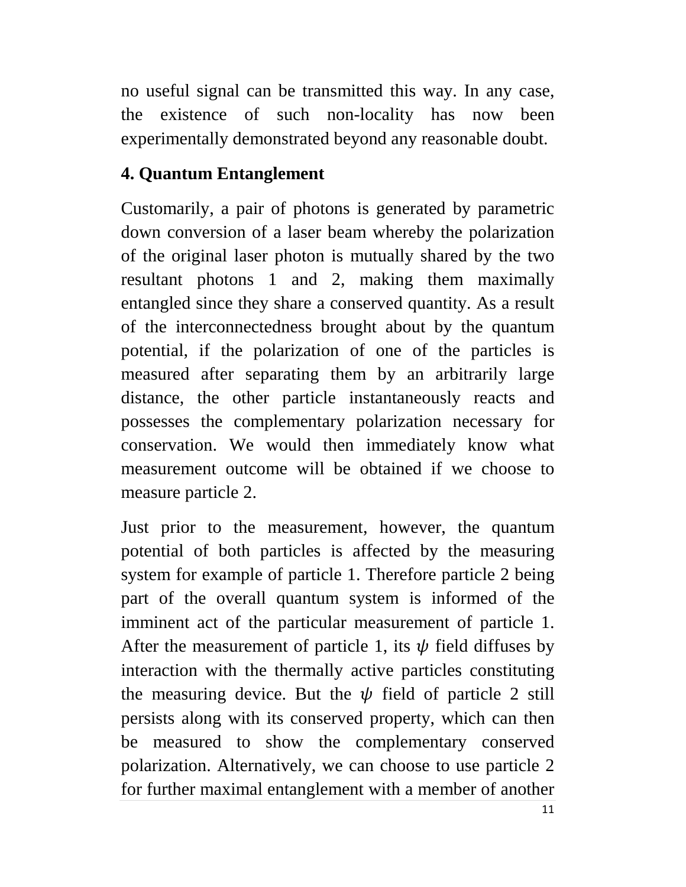no useful signal can be transmitted this way. In any case, the existence of such non-locality has now been experimentally demonstrated beyond any reasonable doubt.

## 4. Quantum Entanglement

Customarily, a pair of photons is generated by parametric down conversion of a laser beam whereby the polarization of the original laser photon is mutually shared by the two resultant photons 1 and 2, making them maximally entangled since they share a conserved quantity. As a result of the interconnectedness brought about by the quantum potential, if the polarization of one of the particles is measured after separating them by an arbitrarily large distance, the other particle instantaneously reacts and possesses the complementary polarization necessary for conservation. We would then immediately know what measurement outcome will be obtained if we choose to measure particle 2.

Just prior to the measurement, however, the quantum potential of both particles is affected by the measuring system for example of particle 1. Therefore particle 2 being part of the overall quantum system is informed of the imminent act of the particular measurement of particle 1. After the measurement of particle 1, its $\psi$ field diffuses by interaction with the thermally active particles constituting the measuring device. But the $\psi$ field of particle 2 still persists along with its conserved property, which can then be measured to show the complementary conserved polarization. Alternatively, we can choose to use particle 2 for further maximal entanglement with a member of another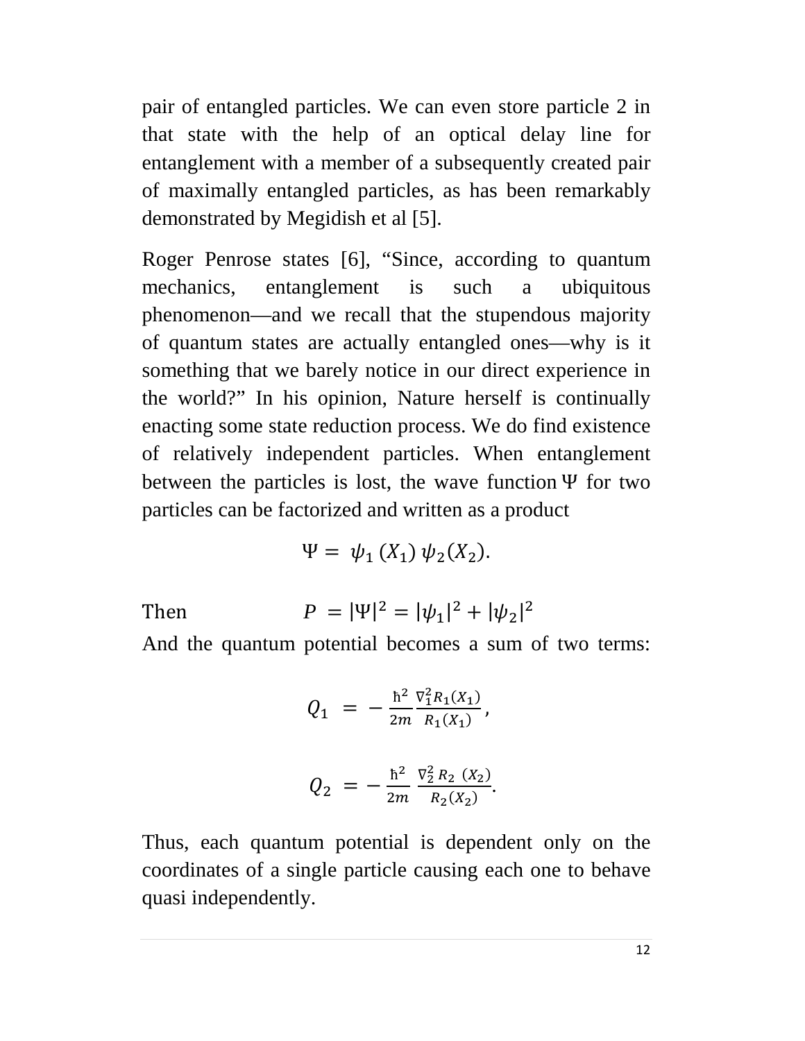pair of entangled particles. We can even store particle 2 in that state with the help of an optical delay line for entanglement with a member of a subsequently created pair of maximally entangled particles, as has been remarkably demonstrated by Megidish et al [5].

Roger Penrose states [6], "Since, according to quantum mechanics, entanglement is such a ubiquitous phenomenon—and we recall that the stupendous majority of quantum states are actually entangled ones—why is it something that we barely notice in our direct experience in the world?" In his opinion, Nature herself is continually enacting some state reduction process. We do find existence of relatively independent particles. When entanglement between the particles is lost, the wave function $\Psi$ for two particles can be factorized and written as a product

$$\Psi = \psi_1(X_1)\,\psi_2(X_2).$$

Then $$P = |\Psi|^2 = |\psi_1|^2 + |\psi_2|^2$$

And the quantum potential becomes a sum of two terms:

$$Q_1 = -\frac{\hbar^2}{2m}\frac{\nabla_1^2 R_1(X_1)}{R_1(X_1)},$$

$$Q_2 = -\frac{\hbar^2}{2m}\frac{\nabla_2^2 R_2(X_2)}{R_2(X_2)}.$$

Thus, each quantum potential is dependent only on the coordinates of a single particle causing each one to behave quasi independently.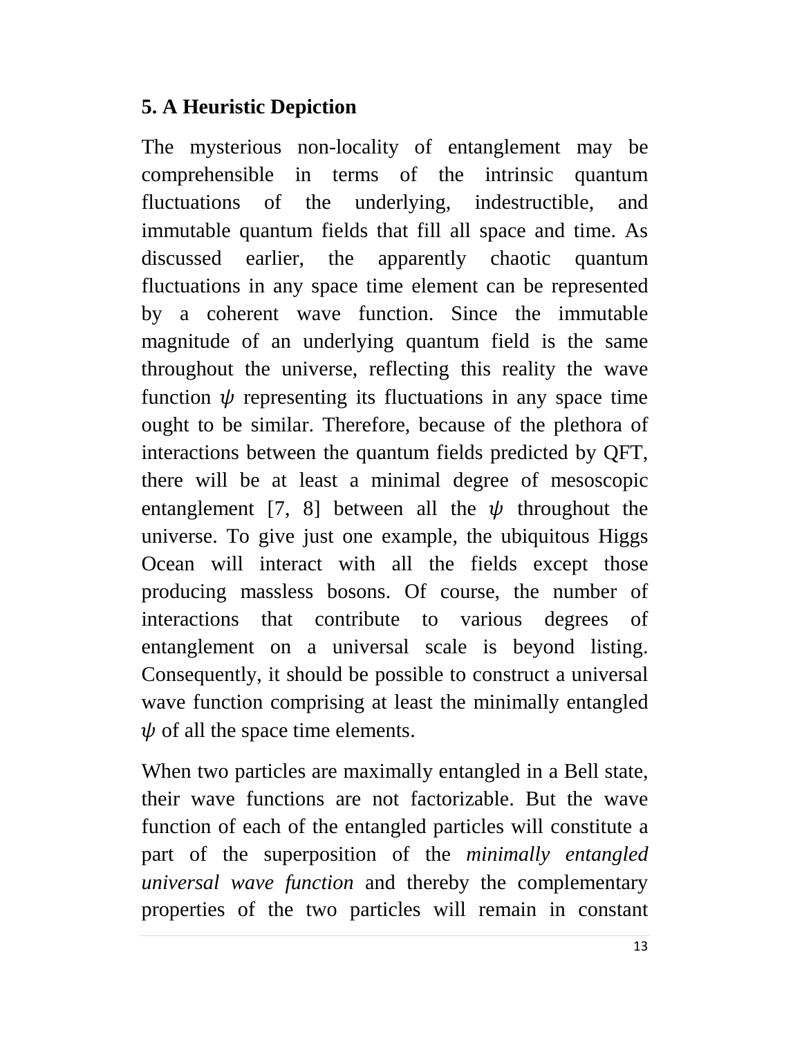## 5. A Heuristic Depiction

The mysterious non-locality of entanglement may be comprehensible in terms of the intrinsic quantum fluctuations of the underlying, indestructible, and immutable quantum fields that fill all space and time. As discussed earlier, the apparently chaotic quantum fluctuations in any space time element can be represented by a coherent wave function. Since the immutable magnitude of an underlying quantum field is the same throughout the universe, reflecting this reality the wave function $\psi$ representing its fluctuations in any space time ought to be similar. Therefore, because of the plethora of interactions between the quantum fields predicted by QFT, there will be at least a minimal degree of mesoscopic entanglement [7, 8] between all the $\psi$ throughout the universe. To give just one example, the ubiquitous Higgs Ocean will interact with all the fields except those producing massless bosons. Of course, the number of interactions that contribute to various degrees of entanglement on a universal scale is beyond listing. Consequently, it should be possible to construct a universal wave function comprising at least the minimally entangled $\psi$ of all the space time elements.

When two particles are maximally entangled in a Bell state, their wave functions are not factorizable. But the wave function of each of the entangled particles will constitute a part of the superposition of the *minimally entangled universal wave function* and thereby the complementary properties of the two particles will remain in constant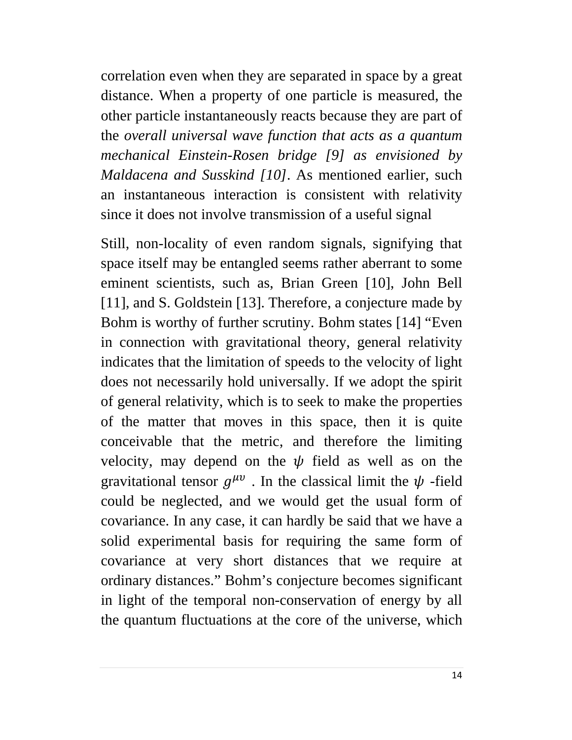correlation even when they are separated in space by a great distance. When a property of one particle is measured, the other particle instantaneously reacts because they are part of the *overall universal wave function that acts as a quantum mechanical Einstein-Rosen bridge [9] as envisioned by Maldacena and Susskind [10]*. As mentioned earlier, such an instantaneous interaction is consistent with relativity since it does not involve transmission of a useful signal

Still, non-locality of even random signals, signifying that space itself may be entangled seems rather aberrant to some eminent scientists, such as, Brian Green [10], John Bell [11], and S. Goldstein [13]. Therefore, a conjecture made by Bohm is worthy of further scrutiny. Bohm states [14] "Even in connection with gravitational theory, general relativity indicates that the limitation of speeds to the velocity of light does not necessarily hold universally. If we adopt the spirit of general relativity, which is to seek to make the properties of the matter that moves in this space, then it is quite conceivable that the metric, and therefore the limiting velocity, may depend on the $\psi$ field as well as on the gravitational tensor $g^{\mu\upsilon}$ . In the classical limit the $\psi$ -field could be neglected, and we would get the usual form of covariance. In any case, it can hardly be said that we have a solid experimental basis for requiring the same form of covariance at very short distances that we require at ordinary distances." Bohm's conjecture becomes significant in light of the temporal non-conservation of energy by all the quantum fluctuations at the core of the universe, which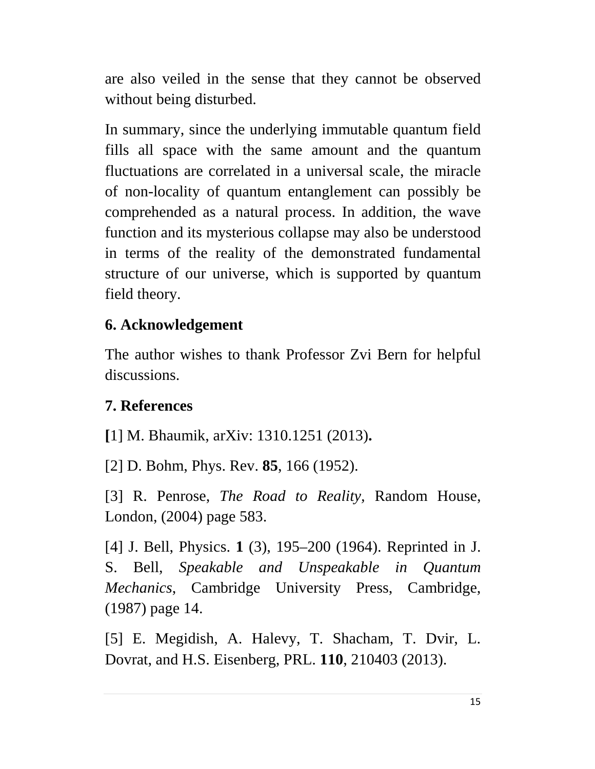are also veiled in the sense that they cannot be observed without being disturbed.

In summary, since the underlying immutable quantum field fills all space with the same amount and the quantum fluctuations are correlated in a universal scale, the miracle of non-locality of quantum entanglement can possibly be comprehended as a natural process. In addition, the wave function and its mysterious collapse may also be understood in terms of the reality of the demonstrated fundamental structure of our universe, which is supported by quantum field theory.

## 6. Acknowledgement

The author wishes to thank Professor Zvi Bern for helpful discussions.

## 7. References

[1] M. Bhaumik, arXiv: 1310.1251 (2013).

[2] D. Bohm, Phys. Rev. **85**, 166 (1952).

[3] R. Penrose, *The Road to Reality*, Random House, London, (2004) page 583.

[4] J. Bell, Physics. **1** (3), 195–200 (1964). Reprinted in J. S. Bell, *Speakable and Unspeakable in Quantum Mechanics*, Cambridge University Press, Cambridge, (1987) page 14.

[5] E. Megidish, A. Halevy, T. Shacham, T. Dvir, L. Dovrat, and H.S. Eisenberg, PRL. **110**, 210403 (2013).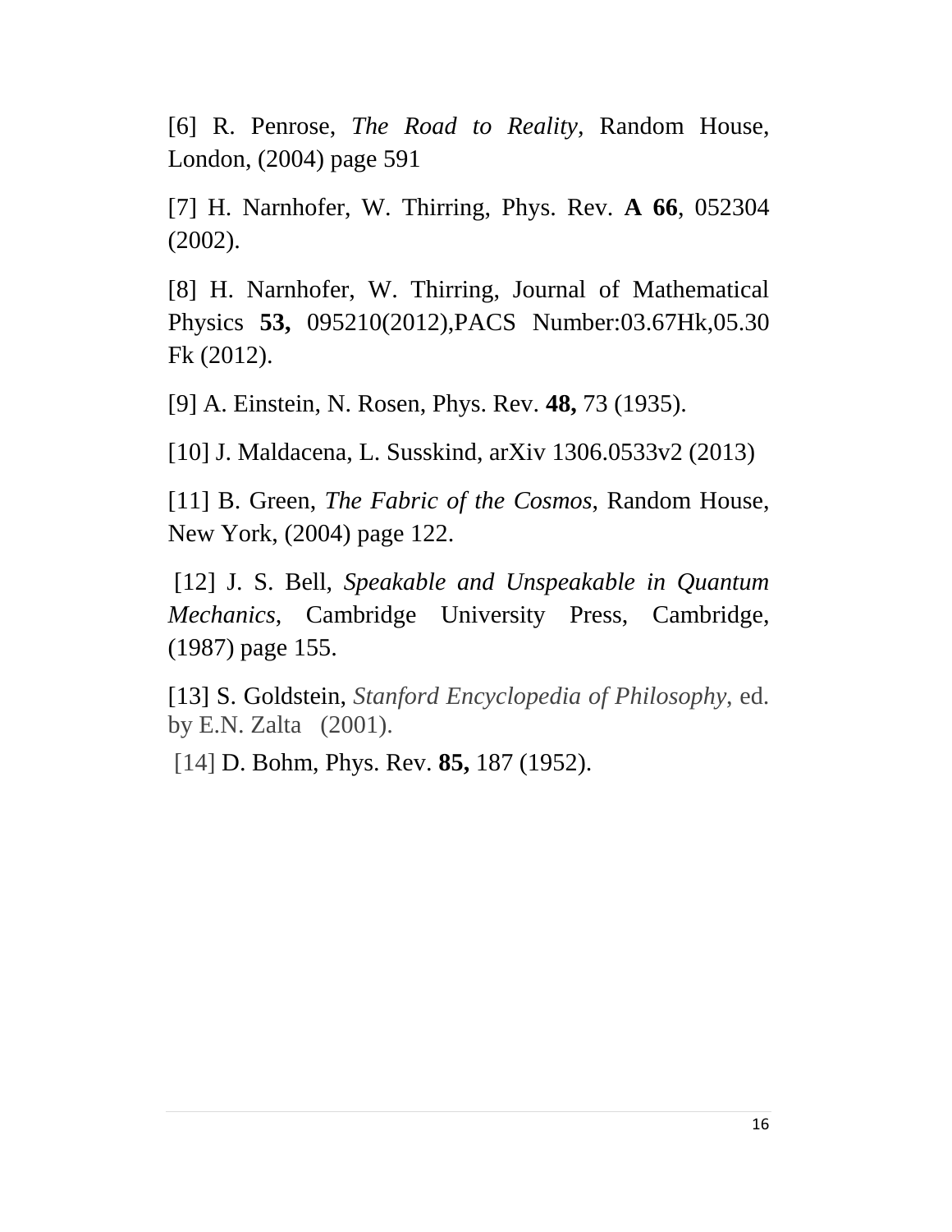[6] R. Penrose, *The Road to Reality*, Random House, London, (2004) page 591

[7] H. Narnhofer, W. Thirring, Phys. Rev. **A 66**, 052304 (2002).

[8] H. Narnhofer, W. Thirring, Journal of Mathematical Physics **53,** 095210(2012),PACS Number:03.67Hk,05.30 Fk (2012).

[9] A. Einstein, N. Rosen, Phys. Rev. **48,** 73 (1935).

[10] J. Maldacena, L. Susskind, arXiv 1306.0533v2 (2013)

[11] B. Green, *The Fabric of the Cosmos*, Random House, New York, (2004) page 122.

[12] J. S. Bell, *Speakable and Unspeakable in Quantum Mechanics*, Cambridge University Press, Cambridge, (1987) page 155.

[13] S. Goldstein, *Stanford Encyclopedia of Philosophy*, ed. by E.N. Zalta (2001).

[14] D. Bohm, Phys. Rev. **85,** 187 (1952).